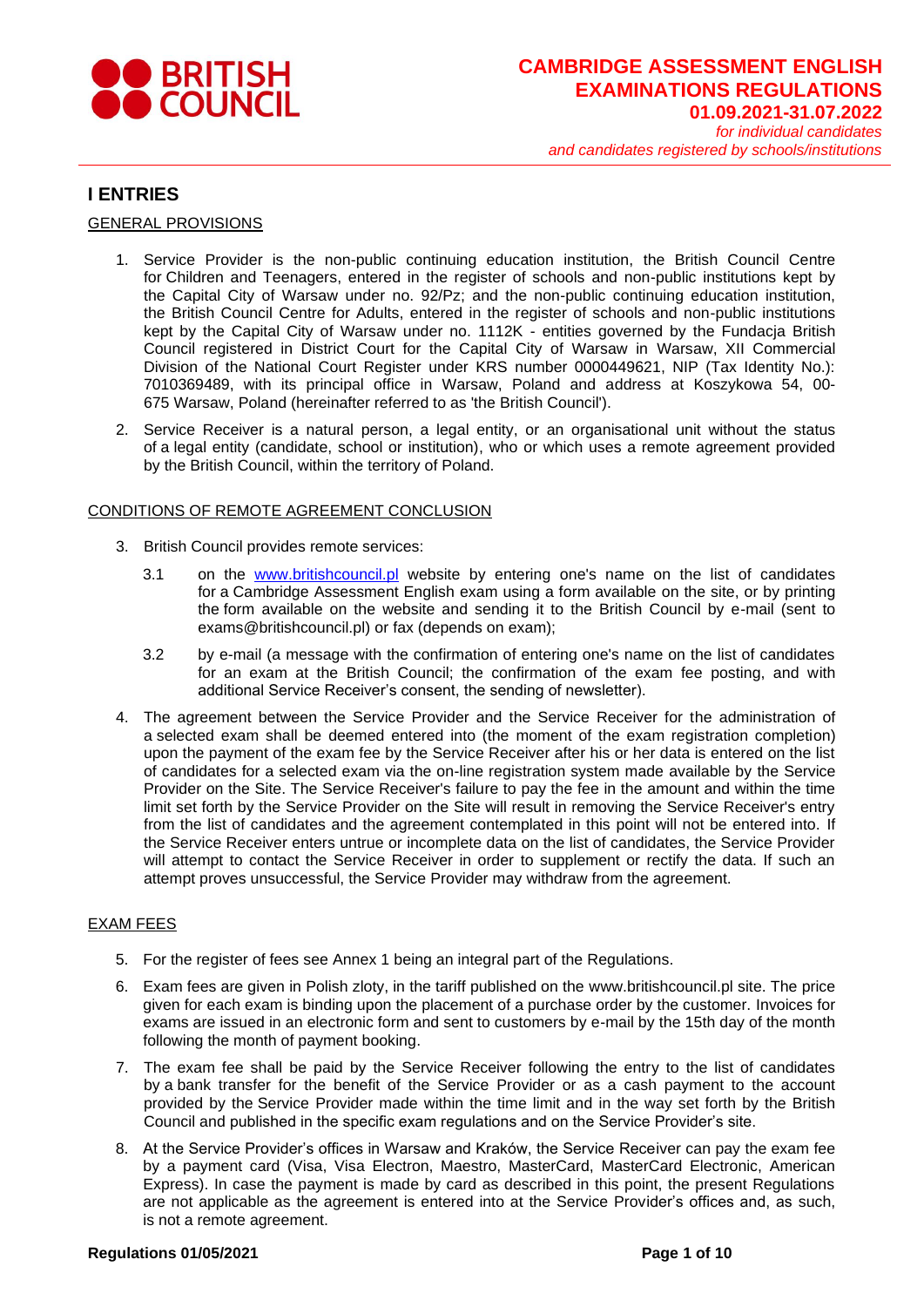# CAMBRIDGE ASSESSMENT ENGLISH EXAMINATIONS REGULATIONS

**01.09.2021-31.07.2022**

*for individual candidates and candidates registered by schools/institutions*

## I ENTRIES

GENERAL PROVISIONS

1. Service Provider is the non-public continuing education institution, the British Council Centre for Children and Teenagers, entered in the register of schools and non-public institutions kept by the Capital City of Warsaw under no. 92/Pz; and the non-public continuing education institution, the British Council Centre for Adults, entered in the register of schools and non-public institutions kept by the Capital City of Warsaw under no. 1112K - entities governed by the Fundacja British Council registered in District Court for the Capital City of Warsaw in Warsaw, XII Commercial Division of the National Court Register under KRS number 0000449621, NIP (Tax Identity No.): 7010369489, with its principal office in Warsaw, Poland and address at Koszykowa 54, 00-675 Warsaw, Poland (hereinafter referred to as 'the British Council').

2. Service Receiver is a natural person, a legal entity, or an organisational unit without the status of a legal entity (candidate, school or institution), who or which uses a remote agreement provided by the British Council, within the territory of Poland.

CONDITIONS OF REMOTE AGREEMENT CONCLUSION

3. British Council provides remote services:

   3.1 on the www.britishcouncil.pl website by entering one's name on the list of candidates for a Cambridge Assessment English exam using a form available on the site, or by printing the form available on the website and sending it to the British Council by e-mail (sent to exams@britishcouncil.pl) or fax (depends on exam);

   3.2 by e-mail (a message with the confirmation of entering one's name on the list of candidates for an exam at the British Council; the confirmation of the exam fee posting, and with additional Service Receiver's consent, the sending of newsletter).

4. The agreement between the Service Provider and the Service Receiver for the administration of a selected exam shall be deemed entered into (the moment of the exam registration completion) upon the payment of the exam fee by the Service Receiver after his or her data is entered on the list of candidates for a selected exam via the on-line registration system made available by the Service Provider on the Site. The Service Receiver's failure to pay the fee in the amount and within the time limit set forth by the Service Provider on the Site will result in removing the Service Receiver's entry from the list of candidates and the agreement contemplated in this point will not be entered into. If the Service Receiver enters untrue or incomplete data on the list of candidates, the Service Provider will attempt to contact the Service Receiver in order to supplement or rectify the data. If such an attempt proves unsuccessful, the Service Provider may withdraw from the agreement.

EXAM FEES

5. For the register of fees see Annex 1 being an integral part of the Regulations.

6. Exam fees are given in Polish zloty, in the tariff published on the www.britishcouncil.pl site. The price given for each exam is binding upon the placement of a purchase order by the customer. Invoices for exams are issued in an electronic form and sent to customers by e-mail by the 15th day of the month following the month of payment booking.

7. The exam fee shall be paid by the Service Receiver following the entry to the list of candidates by a bank transfer for the benefit of the Service Provider or as a cash payment to the account provided by the Service Provider made within the time limit and in the way set forth by the British Council and published in the specific exam regulations and on the Service Provider's site.

8. At the Service Provider's offices in Warsaw and Kraków, the Service Receiver can pay the exam fee by a payment card (Visa, Visa Electron, Maestro, MasterCard, MasterCard Electronic, American Express). In case the payment is made by card as described in this point, the present Regulations are not applicable as the agreement is entered into at the Service Provider's offices and, as such, is not a remote agreement.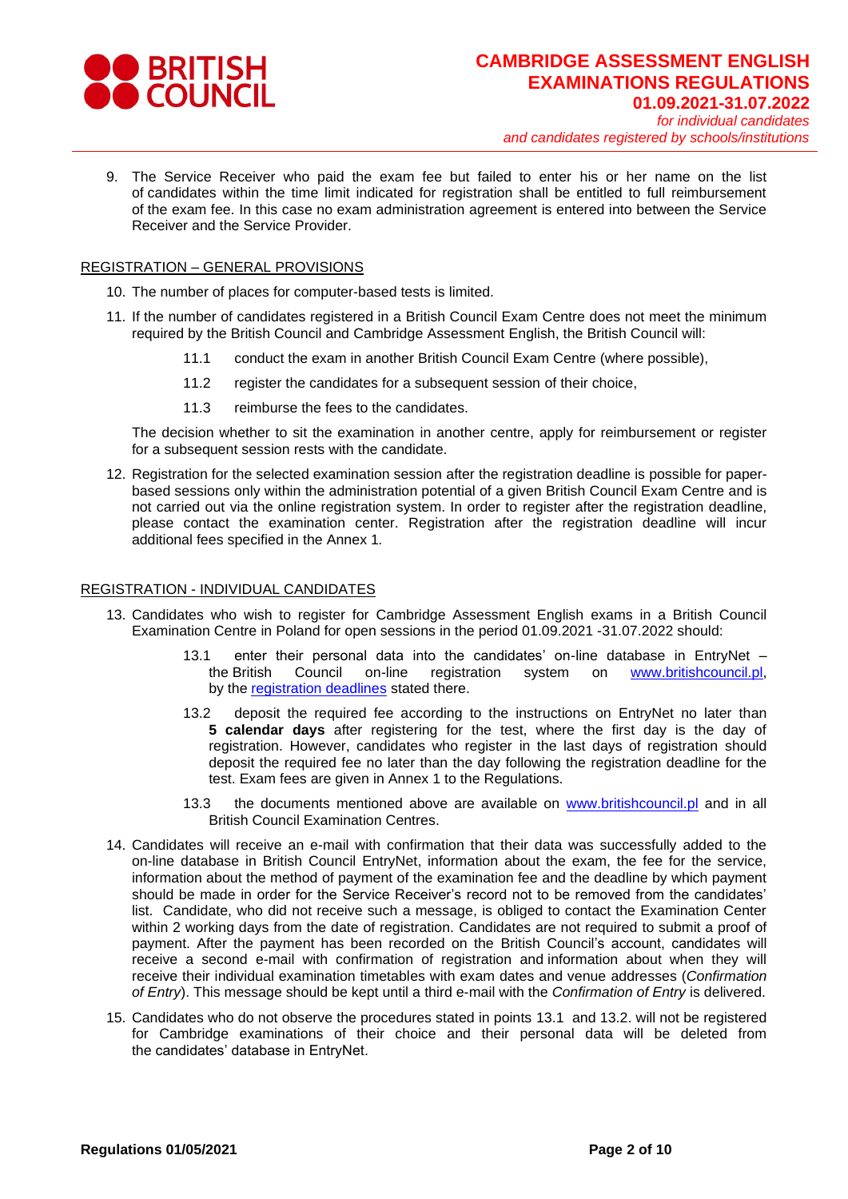9. The Service Receiver who paid the exam fee but failed to enter his or her name on the list of candidates within the time limit indicated for registration shall be entitled to full reimbursement of the exam fee. In this case no exam administration agreement is entered into between the Service Receiver and the Service Provider.

## REGISTRATION – GENERAL PROVISIONS

10. The number of places for computer-based tests is limited.

11. If the number of candidates registered in a British Council Exam Centre does not meet the minimum required by the British Council and Cambridge Assessment English, the British Council will:

    11.1 conduct the exam in another British Council Exam Centre (where possible),

    11.2 register the candidates for a subsequent session of their choice,

    11.3 reimburse the fees to the candidates.

    The decision whether to sit the examination in another centre, apply for reimbursement or register for a subsequent session rests with the candidate.

12. Registration for the selected examination session after the registration deadline is possible for paper-based sessions only within the administration potential of a given British Council Exam Centre and is not carried out via the online registration system. In order to register after the registration deadline, please contact the examination center. Registration after the registration deadline will incur additional fees specified in the Annex 1.

## REGISTRATION - INDIVIDUAL CANDIDATES

13. Candidates who wish to register for Cambridge Assessment English exams in a British Council Examination Centre in Poland for open sessions in the period 01.09.2021 -31.07.2022 should:

    13.1 enter their personal data into the candidates' on-line database in EntryNet – the British Council on-line registration system on [www.britishcouncil.pl](www.britishcouncil.pl), by the [registration deadlines](registration deadlines) stated there.

    13.2 deposit the required fee according to the instructions on EntryNet no later than **5 calendar days** after registering for the test, where the first day is the day of registration. However, candidates who register in the last days of registration should deposit the required fee no later than the day following the registration deadline for the test. Exam fees are given in Annex 1 to the Regulations.

    13.3 the documents mentioned above are available on [www.britishcouncil.pl](www.britishcouncil.pl) and in all British Council Examination Centres.

14. Candidates will receive an e-mail with confirmation that their data was successfully added to the on-line database in British Council EntryNet, information about the exam, the fee for the service, information about the method of payment of the examination fee and the deadline by which payment should be made in order for the Service Receiver's record not to be removed from the candidates' list. Candidate, who did not receive such a message, is obliged to contact the Examination Center within 2 working days from the date of registration. Candidates are not required to submit a proof of payment. After the payment has been recorded on the British Council's account, candidates will receive a second e-mail with confirmation of registration and information about when they will receive their individual examination timetables with exam dates and venue addresses (*Confirmation of Entry*). This message should be kept until a third e-mail with the *Confirmation of Entry* is delivered.

15. Candidates who do not observe the procedures stated in points 13.1 and 13.2. will not be registered for Cambridge examinations of their choice and their personal data will be deleted from the candidates' database in EntryNet.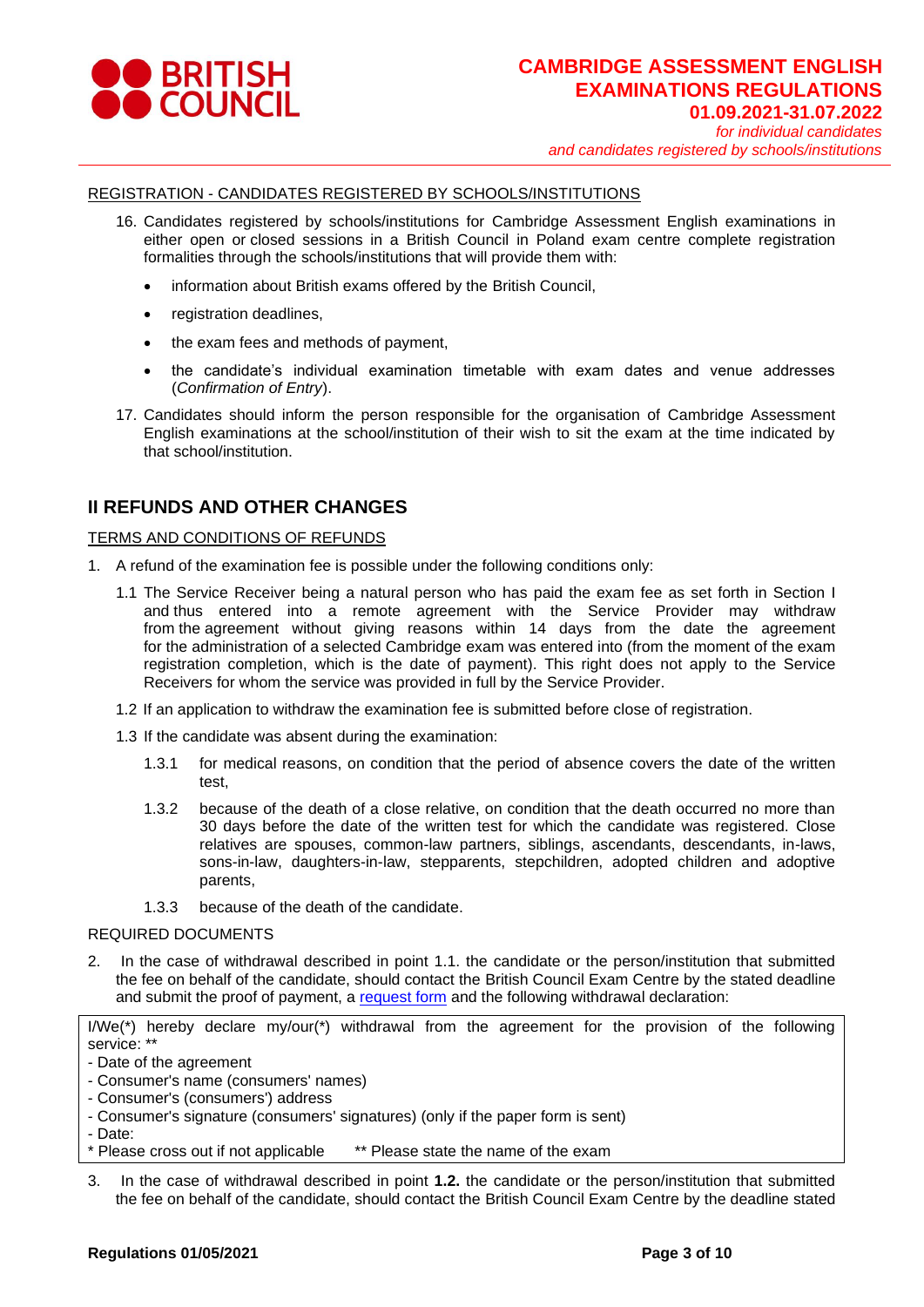REGISTRATION - CANDIDATES REGISTERED BY SCHOOLS/INSTITUTIONS

16. Candidates registered by schools/institutions for Cambridge Assessment English examinations in either open or closed sessions in a British Council in Poland exam centre complete registration formalities through the schools/institutions that will provide them with:
    - information about British exams offered by the British Council,
    - registration deadlines,
    - the exam fees and methods of payment,
    - the candidate's individual examination timetable with exam dates and venue addresses (*Confirmation of Entry*).
17. Candidates should inform the person responsible for the organisation of Cambridge Assessment English examinations at the school/institution of their wish to sit the exam at the time indicated by that school/institution.

## II REFUNDS AND OTHER CHANGES

TERMS AND CONDITIONS OF REFUNDS

1. A refund of the examination fee is possible under the following conditions only:

   1.1 The Service Receiver being a natural person who has paid the exam fee as set forth in Section I and thus entered into a remote agreement with the Service Provider may withdraw from the agreement without giving reasons within 14 days from the date the agreement for the administration of a selected Cambridge exam was entered into (from the moment of the exam registration completion, which is the date of payment). This right does not apply to the Service Receivers for whom the service was provided in full by the Service Provider.

   1.2 If an application to withdraw the examination fee is submitted before close of registration.

   1.3 If the candidate was absent during the examination:

   1.3.1 for medical reasons, on condition that the period of absence covers the date of the written test,

   1.3.2 because of the death of a close relative, on condition that the death occurred no more than 30 days before the date of the written test for which the candidate was registered. Close relatives are spouses, common-law partners, siblings, ascendants, descendants, in-laws, sons-in-law, daughters-in-law, stepparents, stepchildren, adopted children and adoptive parents,

   1.3.3 because of the death of the candidate.

REQUIRED DOCUMENTS

2. In the case of withdrawal described in point 1.1. the candidate or the person/institution that submitted the fee on behalf of the candidate, should contact the British Council Exam Centre by the stated deadline and submit the proof of payment, a request form and the following withdrawal declaration:

| I/We(*) hereby declare my/our(*) withdrawal from the agreement for the provision of the following service: ** <br> - Date of the agreement <br> - Consumer's name (consumers' names) <br> - Consumer's (consumers') address <br> - Consumer's signature (consumers' signatures) (only if the paper form is sent) <br> - Date: <br> * Please cross out if not applicable ** Please state the name of the exam |
|---|

3. In the case of withdrawal described in point **1.2.** the candidate or the person/institution that submitted the fee on behalf of the candidate, should contact the British Council Exam Centre by the deadline stated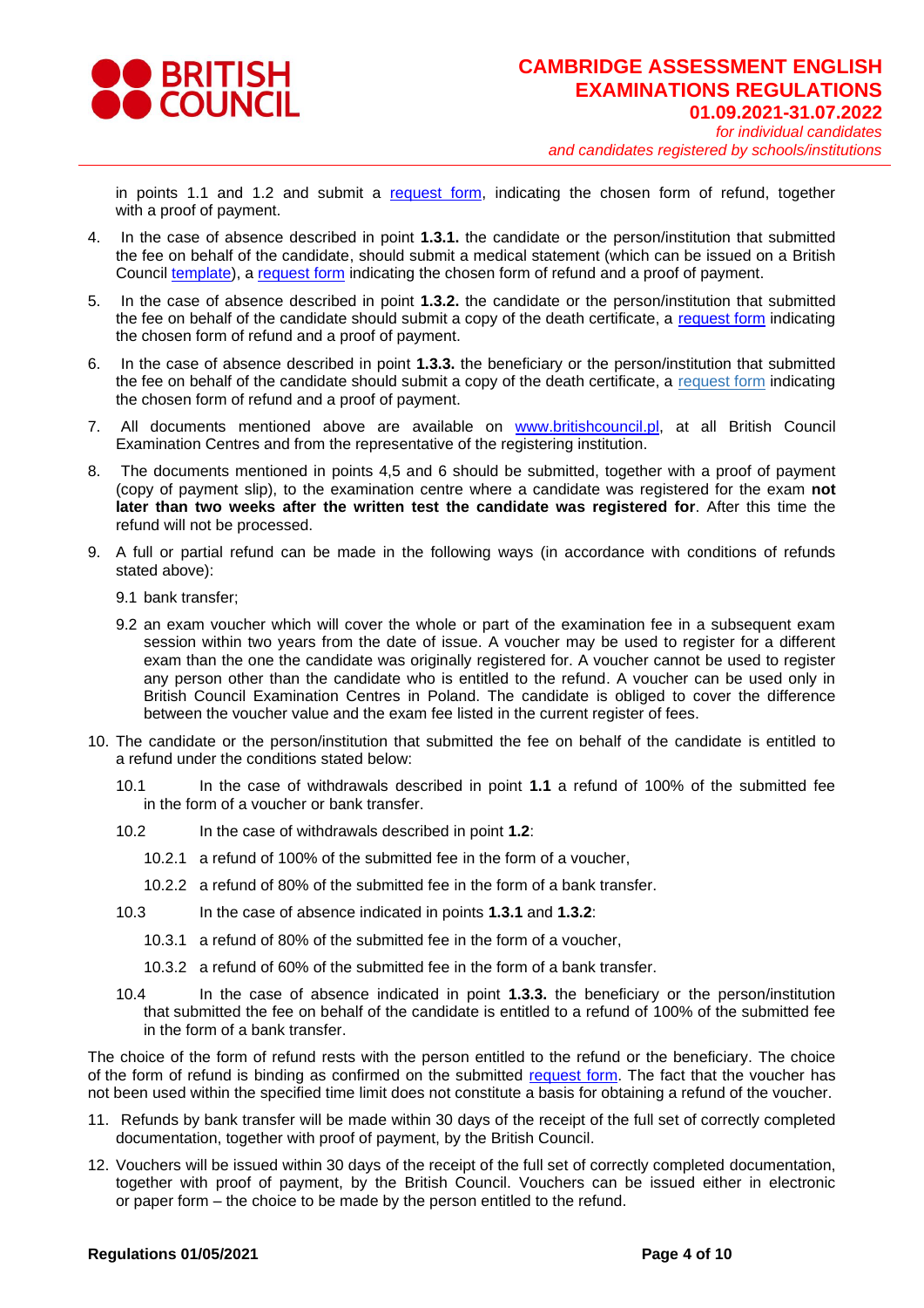in points 1.1 and 1.2 and submit a request form, indicating the chosen form of refund, together with a proof of payment.

4. In the case of absence described in point **1.3.1.** the candidate or the person/institution that submitted the fee on behalf of the candidate, should submit a medical statement (which can be issued on a British Council template), a request form indicating the chosen form of refund and a proof of payment.

5. In the case of absence described in point **1.3.2.** the candidate or the person/institution that submitted the fee on behalf of the candidate should submit a copy of the death certificate, a request form indicating the chosen form of refund and a proof of payment.

6. In the case of absence described in point **1.3.3.** the beneficiary or the person/institution that submitted the fee on behalf of the candidate should submit a copy of the death certificate, a request form indicating the chosen form of refund and a proof of payment.

7. All documents mentioned above are available on www.britishcouncil.pl, at all British Council Examination Centres and from the representative of the registering institution.

8. The documents mentioned in points 4,5 and 6 should be submitted, together with a proof of payment (copy of payment slip), to the examination centre where a candidate was registered for the exam **not later than two weeks after the written test the candidate was registered for**. After this time the refund will not be processed.

9. A full or partial refund can be made in the following ways (in accordance with conditions of refunds stated above):

   9.1 bank transfer;

   9.2 an exam voucher which will cover the whole or part of the examination fee in a subsequent exam session within two years from the date of issue. A voucher may be used to register for a different exam than the one the candidate was originally registered for. A voucher cannot be used to register any person other than the candidate who is entitled to the refund. A voucher can be used only in British Council Examination Centres in Poland. The candidate is obliged to cover the difference between the voucher value and the exam fee listed in the current register of fees.

10. The candidate or the person/institution that submitted the fee on behalf of the candidate is entitled to a refund under the conditions stated below:

    10.1 In the case of withdrawals described in point **1.1** a refund of 100% of the submitted fee in the form of a voucher or bank transfer.

    10.2 In the case of withdrawals described in point **1.2**:

    10.2.1 a refund of 100% of the submitted fee in the form of a voucher,

    10.2.2 a refund of 80% of the submitted fee in the form of a bank transfer.

    10.3 In the case of absence indicated in points **1.3.1** and **1.3.2**:

    10.3.1 a refund of 80% of the submitted fee in the form of a voucher,

    10.3.2 a refund of 60% of the submitted fee in the form of a bank transfer.

    10.4 In the case of absence indicated in point **1.3.3.** the beneficiary or the person/institution that submitted the fee on behalf of the candidate is entitled to a refund of 100% of the submitted fee in the form of a bank transfer.

The choice of the form of refund rests with the person entitled to the refund or the beneficiary. The choice of the form of refund is binding as confirmed on the submitted request form. The fact that the voucher has not been used within the specified time limit does not constitute a basis for obtaining a refund of the voucher.

11. Refunds by bank transfer will be made within 30 days of the receipt of the full set of correctly completed documentation, together with proof of payment, by the British Council.

12. Vouchers will be issued within 30 days of the receipt of the full set of correctly completed documentation, together with proof of payment, by the British Council. Vouchers can be issued either in electronic or paper form – the choice to be made by the person entitled to the refund.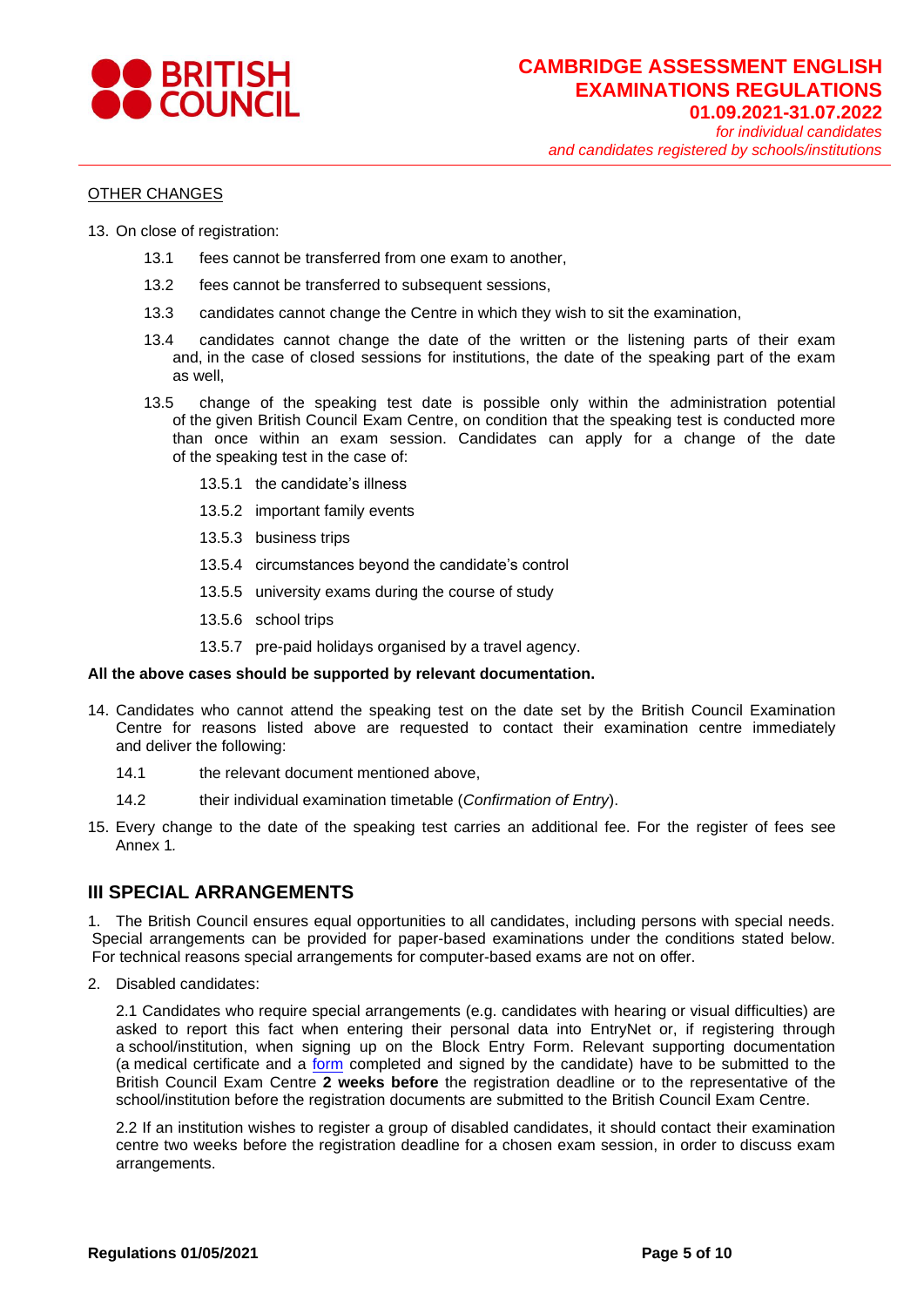OTHER CHANGES

13. On close of registration:

    13.1 fees cannot be transferred from one exam to another,

    13.2 fees cannot be transferred to subsequent sessions,

    13.3 candidates cannot change the Centre in which they wish to sit the examination,

    13.4 candidates cannot change the date of the written or the listening parts of their exam and, in the case of closed sessions for institutions, the date of the speaking part of the exam as well,

    13.5 change of the speaking test date is possible only within the administration potential of the given British Council Exam Centre, on condition that the speaking test is conducted more than once within an exam session. Candidates can apply for a change of the date of the speaking test in the case of:

        13.5.1 the candidate's illness

        13.5.2 important family events

        13.5.3 business trips

        13.5.4 circumstances beyond the candidate's control

        13.5.5 university exams during the course of study

        13.5.6 school trips

        13.5.7 pre-paid holidays organised by a travel agency.

**All the above cases should be supported by relevant documentation.**

14. Candidates who cannot attend the speaking test on the date set by the British Council Examination Centre for reasons listed above are requested to contact their examination centre immediately and deliver the following:

    14.1 the relevant document mentioned above,

    14.2 their individual examination timetable (*Confirmation of Entry*).

15. Every change to the date of the speaking test carries an additional fee. For the register of fees see Annex 1.

## III SPECIAL ARRANGEMENTS

1. The British Council ensures equal opportunities to all candidates, including persons with special needs. Special arrangements can be provided for paper-based examinations under the conditions stated below. For technical reasons special arrangements for computer-based exams are not on offer.

2. Disabled candidates:

   2.1 Candidates who require special arrangements (e.g. candidates with hearing or visual difficulties) are asked to report this fact when entering their personal data into EntryNet or, if registering through a school/institution, when signing up on the Block Entry Form. Relevant supporting documentation (a medical certificate and a form completed and signed by the candidate) have to be submitted to the British Council Exam Centre **2 weeks before** the registration deadline or to the representative of the school/institution before the registration documents are submitted to the British Council Exam Centre.

   2.2 If an institution wishes to register a group of disabled candidates, it should contact their examination centre two weeks before the registration deadline for a chosen exam session, in order to discuss exam arrangements.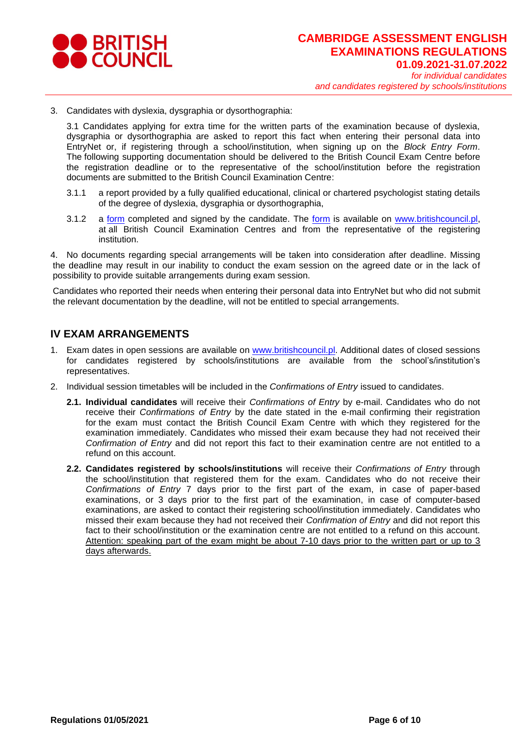3. Candidates with dyslexia, dysgraphia or dysorthographia:

   3.1 Candidates applying for extra time for the written parts of the examination because of dyslexia, dysgraphia or dysorthographia are asked to report this fact when entering their personal data into EntryNet or, if registering through a school/institution, when signing up on the *Block Entry Form*. The following supporting documentation should be delivered to the British Council Exam Centre before the registration deadline or to the representative of the school/institution before the registration documents are submitted to the British Council Examination Centre:

   3.1.1 a report provided by a fully qualified educational, clinical or chartered psychologist stating details of the degree of dyslexia, dysgraphia or dysorthographia,

   3.1.2 a form completed and signed by the candidate. The form is available on www.britishcouncil.pl, at all British Council Examination Centres and from the representative of the registering institution.

4. No documents regarding special arrangements will be taken into consideration after deadline. Missing the deadline may result in our inability to conduct the exam session on the agreed date or in the lack of possibility to provide suitable arrangements during exam session.

   Candidates who reported their needs when entering their personal data into EntryNet but who did not submit the relevant documentation by the deadline, will not be entitled to special arrangements.

## IV EXAM ARRANGEMENTS

1. Exam dates in open sessions are available on www.britishcouncil.pl. Additional dates of closed sessions for candidates registered by schools/institutions are available from the school's/institution's representatives.
2. Individual session timetables will be included in the *Confirmations of Entry* issued to candidates.

   **2.1. Individual candidates** will receive their *Confirmations of Entry* by e-mail. Candidates who do not receive their *Confirmations of Entry* by the date stated in the e-mail confirming their registration for the exam must contact the British Council Exam Centre with which they registered for the examination immediately. Candidates who missed their exam because they had not received their *Confirmation of Entry* and did not report this fact to their examination centre are not entitled to a refund on this account.

   **2.2. Candidates registered by schools/institutions** will receive their *Confirmations of Entry* through the school/institution that registered them for the exam. Candidates who do not receive their *Confirmations of Entry* 7 days prior to the first part of the exam, in case of paper-based examinations, or 3 days prior to the first part of the examination, in case of computer-based examinations, are asked to contact their registering school/institution immediately. Candidates who missed their exam because they had not received their *Confirmation of Entry* and did not report this fact to their school/institution or the examination centre are not entitled to a refund on this account. <u>Attention: speaking part of the exam might be about 7-10 days prior to the written part or up to 3 days afterwards.</u>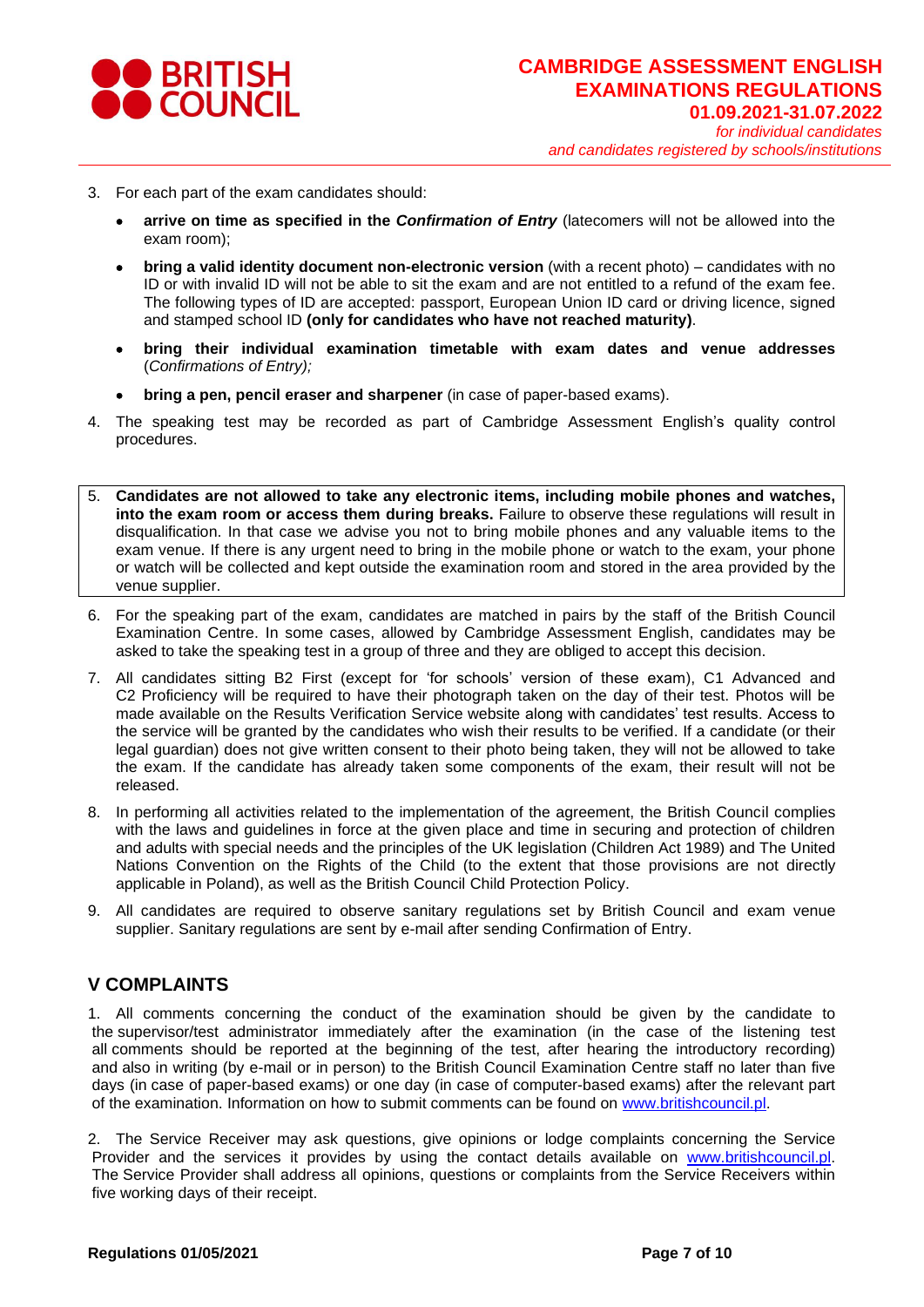3. For each part of the exam candidates should:
   - **arrive on time as specified in the *Confirmation of Entry*** (latecomers will not be allowed into the exam room);
   - **bring a valid identity document non-electronic version** (with a recent photo) – candidates with no ID or with invalid ID will not be able to sit the exam and are not entitled to a refund of the exam fee. The following types of ID are accepted: passport, European Union ID card or driving licence, signed and stamped school ID **(only for candidates who have not reached maturity)**.
   - **bring their individual examination timetable with exam dates and venue addresses** (*Confirmations of Entry);*
   - **bring a pen, pencil eraser and sharpener** (in case of paper-based exams).
4. The speaking test may be recorded as part of Cambridge Assessment English's quality control procedures.
5. **Candidates are not allowed to take any electronic items, including mobile phones and watches, into the exam room or access them during breaks.** Failure to observe these regulations will result in disqualification. In that case we advise you not to bring mobile phones and any valuable items to the exam venue. If there is any urgent need to bring in the mobile phone or watch to the exam, your phone or watch will be collected and kept outside the examination room and stored in the area provided by the venue supplier.
6. For the speaking part of the exam, candidates are matched in pairs by the staff of the British Council Examination Centre. In some cases, allowed by Cambridge Assessment English, candidates may be asked to take the speaking test in a group of three and they are obliged to accept this decision.
7. All candidates sitting B2 First (except for 'for schools' version of these exam), C1 Advanced and C2 Proficiency will be required to have their photograph taken on the day of their test. Photos will be made available on the Results Verification Service website along with candidates' test results. Access to the service will be granted by the candidates who wish their results to be verified. If a candidate (or their legal guardian) does not give written consent to their photo being taken, they will not be allowed to take the exam. If the candidate has already taken some components of the exam, their result will not be released.
8. In performing all activities related to the implementation of the agreement, the British Council complies with the laws and guidelines in force at the given place and time in securing and protection of children and adults with special needs and the principles of the UK legislation (Children Act 1989) and The United Nations Convention on the Rights of the Child (to the extent that those provisions are not directly applicable in Poland), as well as the British Council Child Protection Policy.
9. All candidates are required to observe sanitary regulations set by British Council and exam venue supplier. Sanitary regulations are sent by e-mail after sending Confirmation of Entry.

## V COMPLAINTS

1. All comments concerning the conduct of the examination should be given by the candidate to the supervisor/test administrator immediately after the examination (in the case of the listening test all comments should be reported at the beginning of the test, after hearing the introductory recording) and also in writing (by e-mail or in person) to the British Council Examination Centre staff no later than five days (in case of paper-based exams) or one day (in case of computer-based exams) after the relevant part of the examination. Information on how to submit comments can be found on www.britishcouncil.pl.

2. The Service Receiver may ask questions, give opinions or lodge complaints concerning the Service Provider and the services it provides by using the contact details available on www.britishcouncil.pl. The Service Provider shall address all opinions, questions or complaints from the Service Receivers within five working days of their receipt.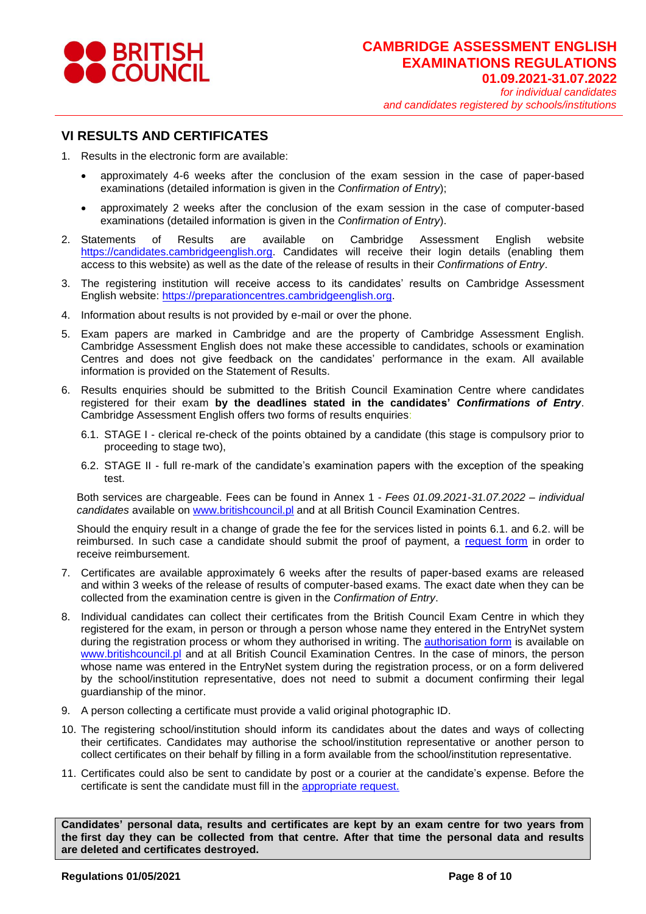## VI RESULTS AND CERTIFICATES

1. Results in the electronic form are available:
   - approximately 4-6 weeks after the conclusion of the exam session in the case of paper-based examinations (detailed information is given in the *Confirmation of Entry*);
   - approximately 2 weeks after the conclusion of the exam session in the case of computer-based examinations (detailed information is given in the *Confirmation of Entry*).
2. Statements of Results are available on Cambridge Assessment English website https://candidates.cambridgeenglish.org. Candidates will receive their login details (enabling them access to this website) as well as the date of the release of results in their *Confirmations of Entry*.
3. The registering institution will receive access to its candidates' results on Cambridge Assessment English website: https://preparationcentres.cambridgeenglish.org.
4. Information about results is not provided by e-mail or over the phone.
5. Exam papers are marked in Cambridge and are the property of Cambridge Assessment English. Cambridge Assessment English does not make these accessible to candidates, schools or examination Centres and does not give feedback on the candidates' performance in the exam. All available information is provided on the Statement of Results.
6. Results enquiries should be submitted to the British Council Examination Centre where candidates registered for their exam **by the deadlines stated in the candidates' *Confirmations of Entry***. Cambridge Assessment English offers two forms of results enquiries:

   6.1. STAGE I - clerical re-check of the points obtained by a candidate (this stage is compulsory prior to proceeding to stage two),

   6.2. STAGE II - full re-mark of the candidate's examination papers with the exception of the speaking test.

   Both services are chargeable. Fees can be found in Annex 1 - *Fees 01.09.2021-31.07.2022 – individual candidates* available on www.britishcouncil.pl and at all British Council Examination Centres.

   Should the enquiry result in a change of grade the fee for the services listed in points 6.1. and 6.2. will be reimbursed. In such case a candidate should submit the proof of payment, a request form in order to receive reimbursement.
7. Certificates are available approximately 6 weeks after the results of paper-based exams are released and within 3 weeks of the release of results of computer-based exams. The exact date when they can be collected from the examination centre is given in the *Confirmation of Entry*.
8. Individual candidates can collect their certificates from the British Council Exam Centre in which they registered for the exam, in person or through a person whose name they entered in the EntryNet system during the registration process or whom they authorised in writing. The authorisation form is available on www.britishcouncil.pl and at all British Council Examination Centres. In the case of minors, the person whose name was entered in the EntryNet system during the registration process, or on a form delivered by the school/institution representative, does not need to submit a document confirming their legal guardianship of the minor.
9. A person collecting a certificate must provide a valid original photographic ID.
10. The registering school/institution should inform its candidates about the dates and ways of collecting their certificates. Candidates may authorise the school/institution representative or another person to collect certificates on their behalf by filling in a form available from the school/institution representative.
11. Certificates could also be sent to candidate by post or a courier at the candidate's expense. Before the certificate is sent the candidate must fill in the appropriate request.

**Candidates' personal data, results and certificates are kept by an exam centre for two years from the first day they can be collected from that centre. After that time the personal data and results are deleted and certificates destroyed.**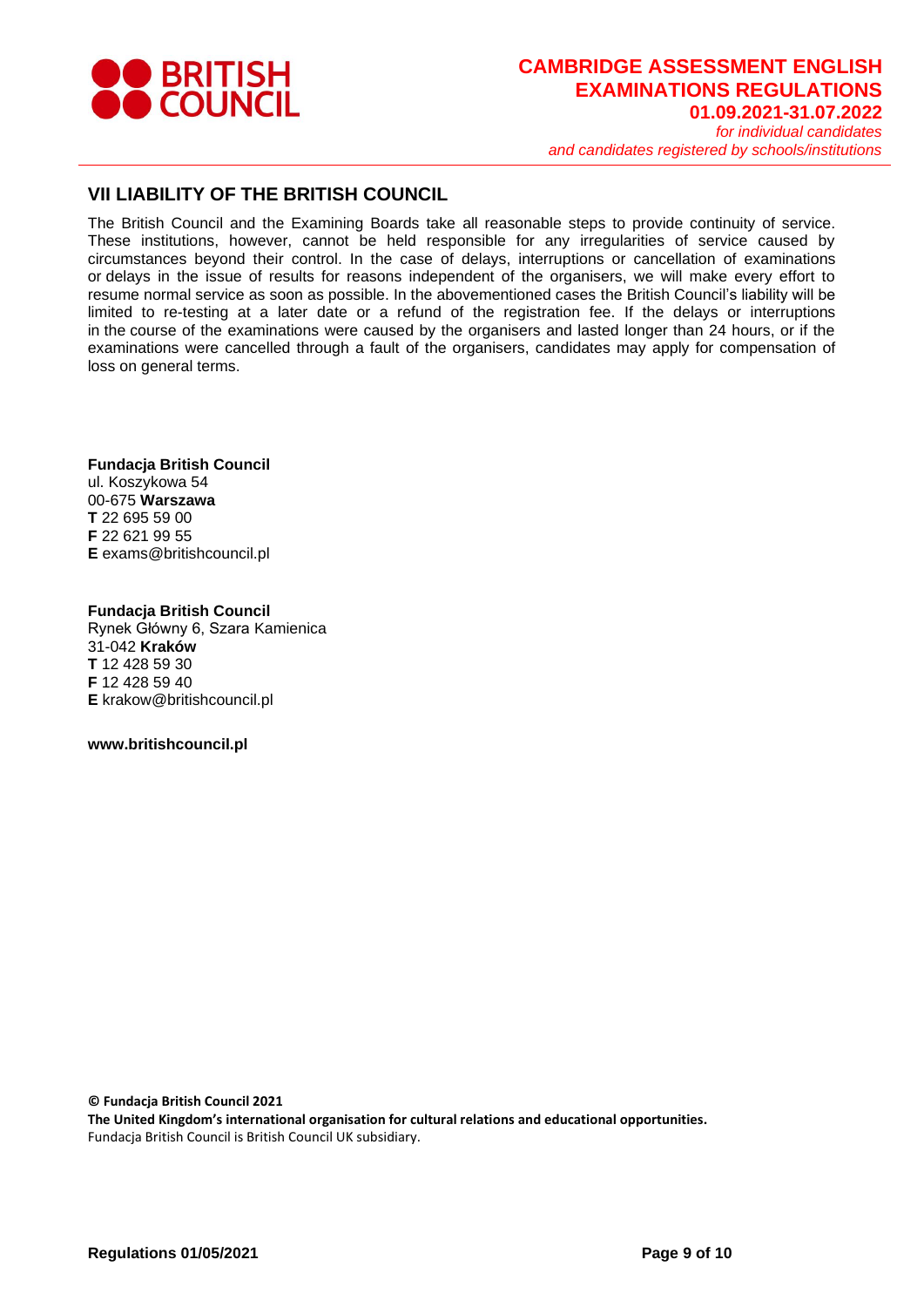## VII LIABILITY OF THE BRITISH COUNCIL

The British Council and the Examining Boards take all reasonable steps to provide continuity of service. These institutions, however, cannot be held responsible for any irregularities of service caused by circumstances beyond their control. In the case of delays, interruptions or cancellation of examinations or delays in the issue of results for reasons independent of the organisers, we will make every effort to resume normal service as soon as possible. In the abovementioned cases the British Council's liability will be limited to re-testing at a later date or a refund of the registration fee. If the delays or interruptions in the course of the examinations were caused by the organisers and lasted longer than 24 hours, or if the examinations were cancelled through a fault of the organisers, candidates may apply for compensation of loss on general terms.

**Fundacja British Council**
ul. Koszykowa 54
00-675 **Warszawa**
**T** 22 695 59 00
**F** 22 621 99 55
**E** exams@britishcouncil.pl

**Fundacja British Council**
Rynek Główny 6, Szara Kamienica
31-042 **Kraków**
**T** 12 428 59 30
**F** 12 428 59 40
**E** krakow@britishcouncil.pl

**www.britishcouncil.pl**

**© Fundacja British Council 2021**
**The United Kingdom's international organisation for cultural relations and educational opportunities.**
Fundacja British Council is British Council UK subsidiary.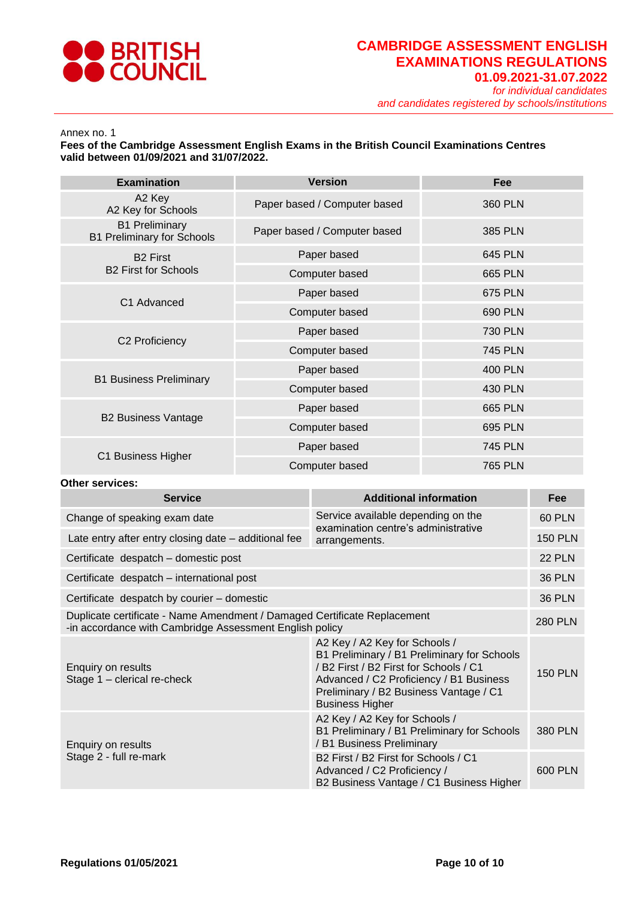Annex no. 1

**Fees of the Cambridge Assessment English Exams in the British Council Examinations Centres valid between 01/09/2021 and 31/07/2022.**

| Examination | Version | Fee |
|---|---|---|
| A2 Key<br>A2 Key for Schools | Paper based / Computer based | 360 PLN |
| B1 Preliminary<br>B1 Preliminary for Schools | Paper based / Computer based | 385 PLN |
| B2 First<br>B2 First for Schools | Paper based | 645 PLN |
| | Computer based | 665 PLN |
| C1 Advanced | Paper based | 675 PLN |
| | Computer based | 690 PLN |
| C2 Proficiency | Paper based | 730 PLN |
| | Computer based | 745 PLN |
| B1 Business Preliminary | Paper based | 400 PLN |
| | Computer based | 430 PLN |
| B2 Business Vantage | Paper based | 665 PLN |
| | Computer based | 695 PLN |
| C1 Business Higher | Paper based | 745 PLN |
| | Computer based | 765 PLN |

**Other services:**

| Service | Additional information | Fee |
|---|---|---|
| Change of speaking exam date | Service available depending on the examination centre's administrative arrangements. | 60 PLN |
| Late entry after entry closing date – additional fee | | 150 PLN |
| Certificate despatch – domestic post | | 22 PLN |
| Certificate despatch – international post | | 36 PLN |
| Certificate despatch by courier – domestic | | 36 PLN |
| Duplicate certificate - Name Amendment / Damaged Certificate Replacement -in accordance with Cambridge Assessment English policy | | 280 PLN |
| Enquiry on results<br>Stage 1 – clerical re-check | A2 Key / A2 Key for Schools / B1 Preliminary / B1 Preliminary for Schools / B2 First / B2 First for Schools / C1 Advanced / C2 Proficiency / B1 Business Preliminary / B2 Business Vantage / C1 Business Higher | 150 PLN |
| Enquiry on results<br>Stage 2 - full re-mark | A2 Key / A2 Key for Schools / B1 Preliminary / B1 Preliminary for Schools / B1 Business Preliminary | 380 PLN |
| | B2 First / B2 First for Schools / C1 Advanced / C2 Proficiency / B2 Business Vantage / C1 Business Higher | 600 PLN |